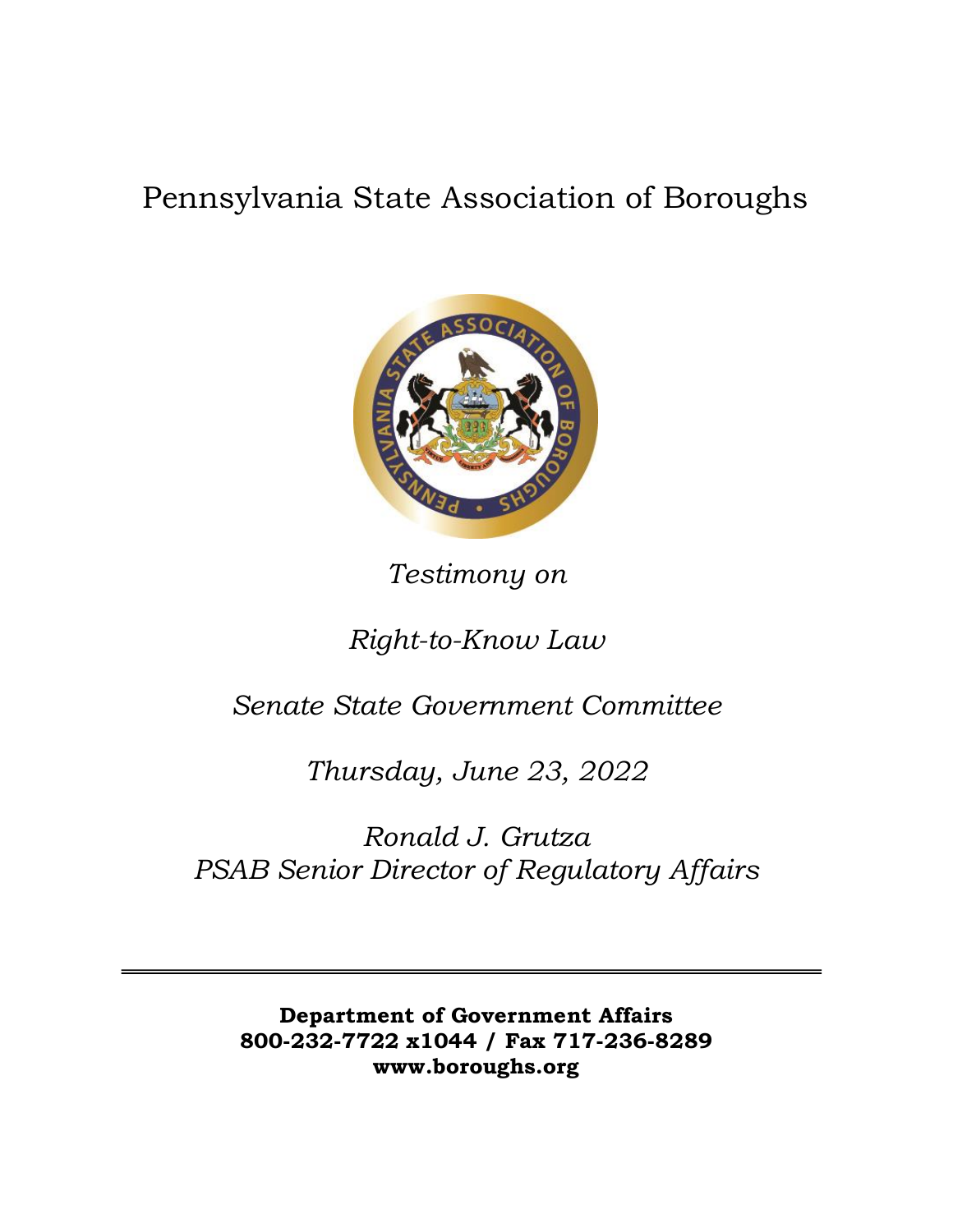# Pennsylvania State Association of Boroughs

*Testimony on*

*Right-to-Know Law*

*Senate State Government Committee*

*Thursday, June 23, 2022*

*Ronald J. Grutza*
*PSAB Senior Director of Regulatory Affairs*

---

**Department of Government Affairs**
**800-232-7722 x1044 / Fax 717-236-8289**
**www.boroughs.org**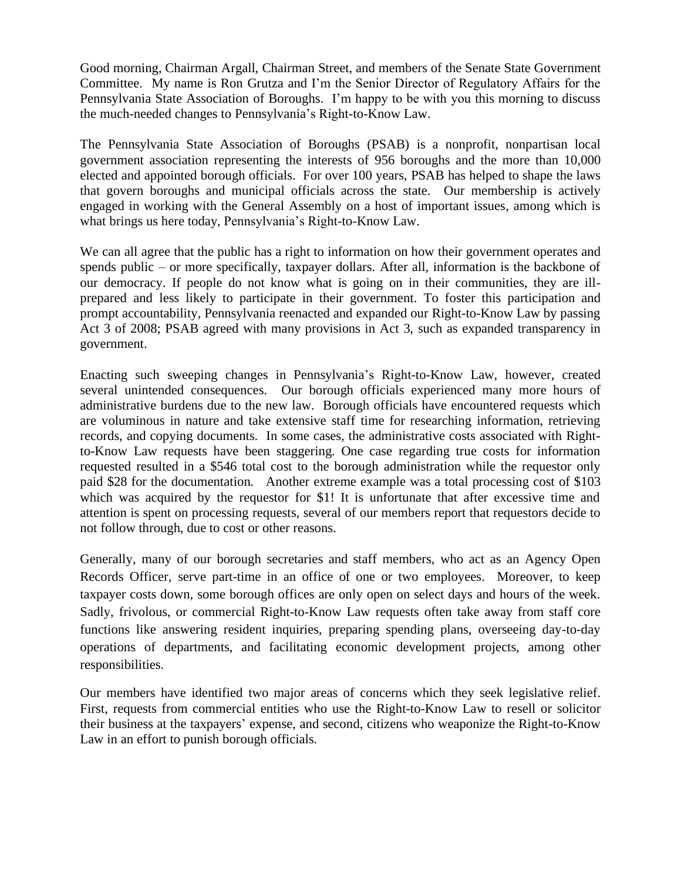Good morning, Chairman Argall, Chairman Street, and members of the Senate State Government Committee. My name is Ron Grutza and I'm the Senior Director of Regulatory Affairs for the Pennsylvania State Association of Boroughs. I'm happy to be with you this morning to discuss the much-needed changes to Pennsylvania's Right-to-Know Law.

The Pennsylvania State Association of Boroughs (PSAB) is a nonprofit, nonpartisan local government association representing the interests of 956 boroughs and the more than 10,000 elected and appointed borough officials. For over 100 years, PSAB has helped to shape the laws that govern boroughs and municipal officials across the state. Our membership is actively engaged in working with the General Assembly on a host of important issues, among which is what brings us here today, Pennsylvania's Right-to-Know Law.

We can all agree that the public has a right to information on how their government operates and spends public – or more specifically, taxpayer dollars. After all, information is the backbone of our democracy. If people do not know what is going on in their communities, they are ill-prepared and less likely to participate in their government. To foster this participation and prompt accountability, Pennsylvania reenacted and expanded our Right-to-Know Law by passing Act 3 of 2008; PSAB agreed with many provisions in Act 3, such as expanded transparency in government.

Enacting such sweeping changes in Pennsylvania's Right-to-Know Law, however, created several unintended consequences. Our borough officials experienced many more hours of administrative burdens due to the new law. Borough officials have encountered requests which are voluminous in nature and take extensive staff time for researching information, retrieving records, and copying documents. In some cases, the administrative costs associated with Right-to-Know Law requests have been staggering. One case regarding true costs for information requested resulted in a $546 total cost to the borough administration while the requestor only paid $28 for the documentation. Another extreme example was a total processing cost of $103 which was acquired by the requestor for $1! It is unfortunate that after excessive time and attention is spent on processing requests, several of our members report that requestors decide to not follow through, due to cost or other reasons.

Generally, many of our borough secretaries and staff members, who act as an Agency Open Records Officer, serve part-time in an office of one or two employees. Moreover, to keep taxpayer costs down, some borough offices are only open on select days and hours of the week. Sadly, frivolous, or commercial Right-to-Know Law requests often take away from staff core functions like answering resident inquiries, preparing spending plans, overseeing day-to-day operations of departments, and facilitating economic development projects, among other responsibilities.

Our members have identified two major areas of concerns which they seek legislative relief. First, requests from commercial entities who use the Right-to-Know Law to resell or solicitor their business at the taxpayers' expense, and second, citizens who weaponize the Right-to-Know Law in an effort to punish borough officials.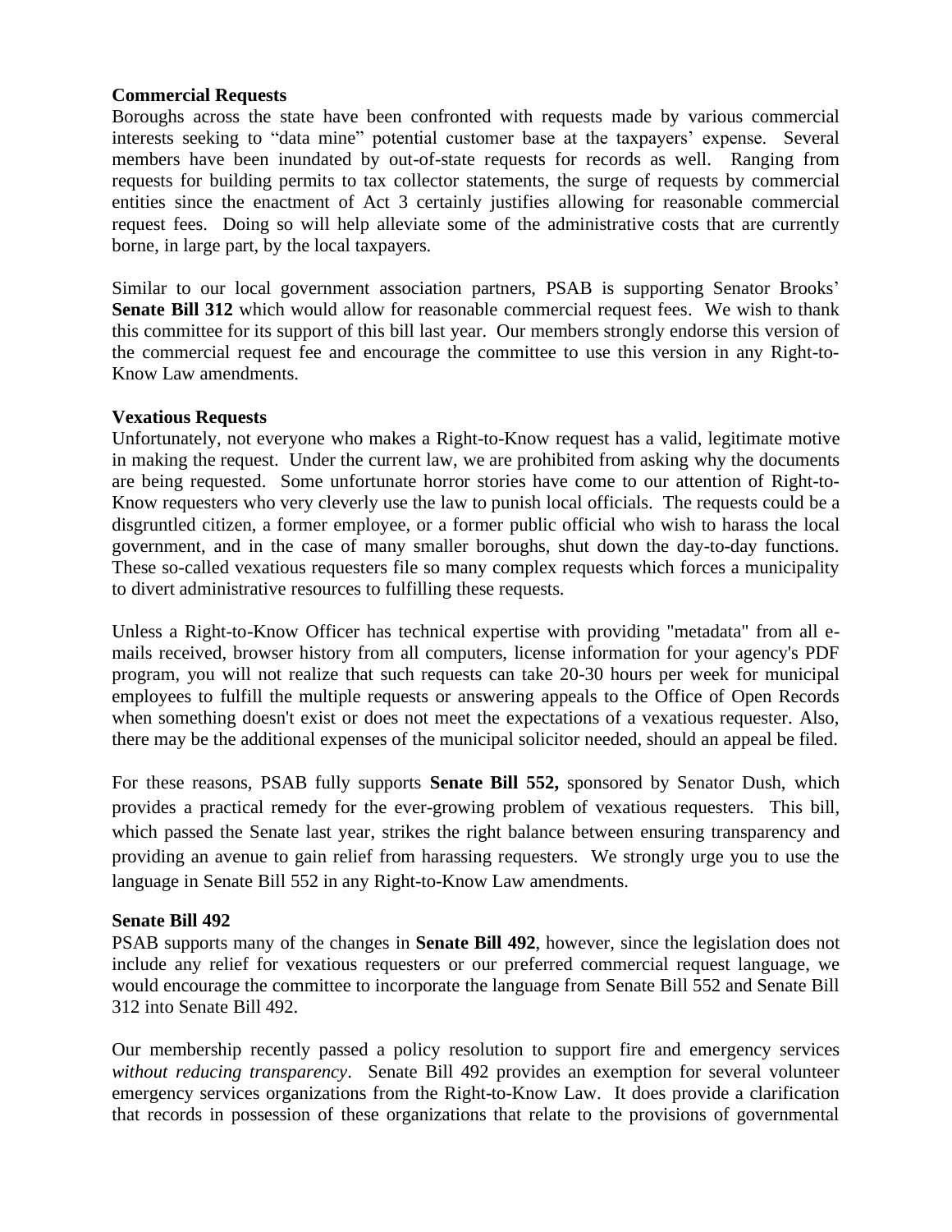**Commercial Requests**

Boroughs across the state have been confronted with requests made by various commercial interests seeking to "data mine" potential customer base at the taxpayers' expense. Several members have been inundated by out-of-state requests for records as well. Ranging from requests for building permits to tax collector statements, the surge of requests by commercial entities since the enactment of Act 3 certainly justifies allowing for reasonable commercial request fees. Doing so will help alleviate some of the administrative costs that are currently borne, in large part, by the local taxpayers.

Similar to our local government association partners, PSAB is supporting Senator Brooks' **Senate Bill 312** which would allow for reasonable commercial request fees. We wish to thank this committee for its support of this bill last year. Our members strongly endorse this version of the commercial request fee and encourage the committee to use this version in any Right-to-Know Law amendments.

**Vexatious Requests**

Unfortunately, not everyone who makes a Right-to-Know request has a valid, legitimate motive in making the request. Under the current law, we are prohibited from asking why the documents are being requested. Some unfortunate horror stories have come to our attention of Right-to-Know requesters who very cleverly use the law to punish local officials. The requests could be a disgruntled citizen, a former employee, or a former public official who wish to harass the local government, and in the case of many smaller boroughs, shut down the day-to-day functions. These so-called vexatious requesters file so many complex requests which forces a municipality to divert administrative resources to fulfilling these requests.

Unless a Right-to-Know Officer has technical expertise with providing "metadata" from all e-mails received, browser history from all computers, license information for your agency's PDF program, you will not realize that such requests can take 20-30 hours per week for municipal employees to fulfill the multiple requests or answering appeals to the Office of Open Records when something doesn't exist or does not meet the expectations of a vexatious requester. Also, there may be the additional expenses of the municipal solicitor needed, should an appeal be filed.

For these reasons, PSAB fully supports **Senate Bill 552,** sponsored by Senator Dush, which provides a practical remedy for the ever-growing problem of vexatious requesters. This bill, which passed the Senate last year, strikes the right balance between ensuring transparency and providing an avenue to gain relief from harassing requesters. We strongly urge you to use the language in Senate Bill 552 in any Right-to-Know Law amendments.

**Senate Bill 492**

PSAB supports many of the changes in **Senate Bill 492**, however, since the legislation does not include any relief for vexatious requesters or our preferred commercial request language, we would encourage the committee to incorporate the language from Senate Bill 552 and Senate Bill 312 into Senate Bill 492.

Our membership recently passed a policy resolution to support fire and emergency services *without reducing transparency*. Senate Bill 492 provides an exemption for several volunteer emergency services organizations from the Right-to-Know Law. It does provide a clarification that records in possession of these organizations that relate to the provisions of governmental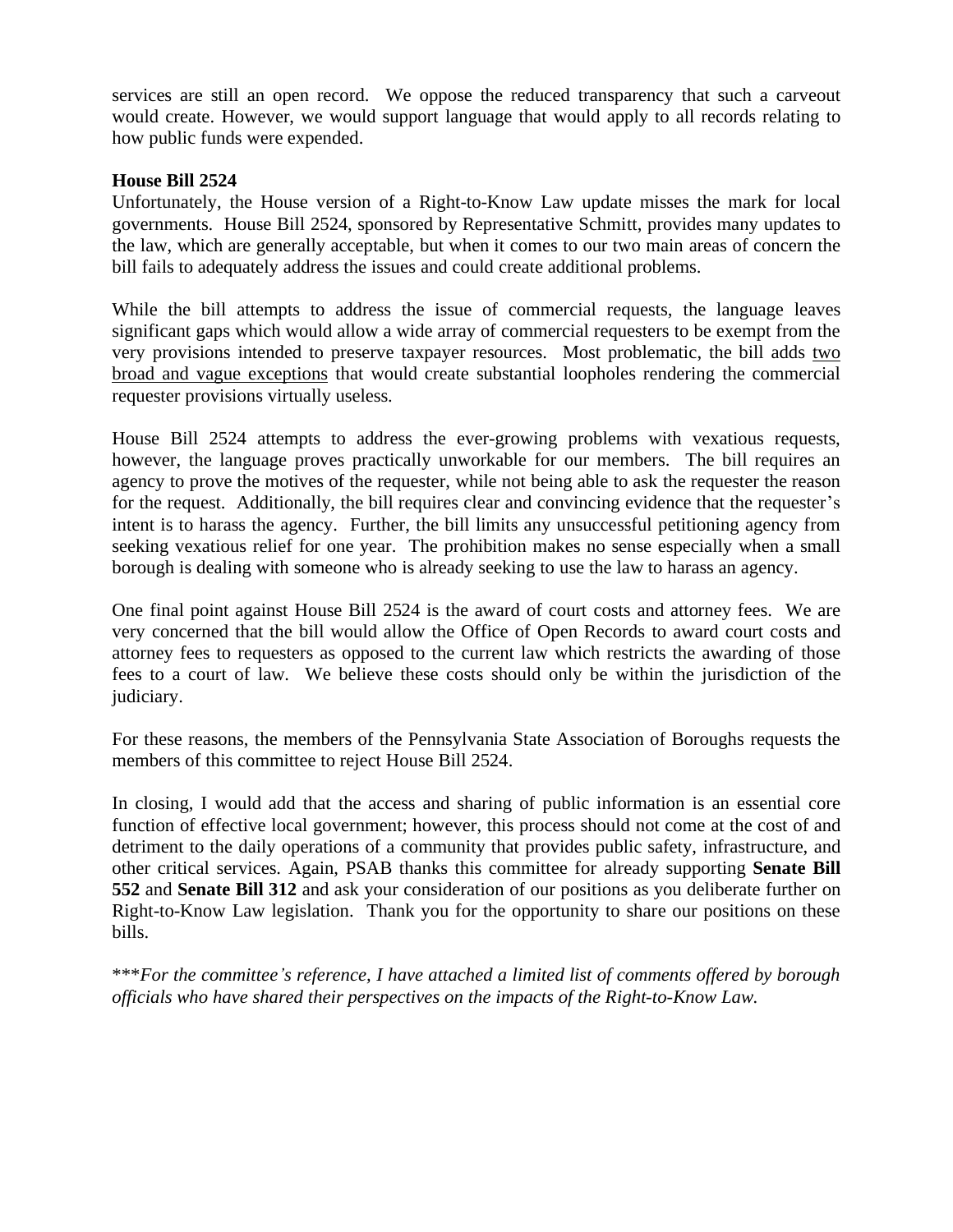services are still an open record. We oppose the reduced transparency that such a carveout would create. However, we would support language that would apply to all records relating to how public funds were expended.

**House Bill 2524**

Unfortunately, the House version of a Right-to-Know Law update misses the mark for local governments. House Bill 2524, sponsored by Representative Schmitt, provides many updates to the law, which are generally acceptable, but when it comes to our two main areas of concern the bill fails to adequately address the issues and could create additional problems.

While the bill attempts to address the issue of commercial requests, the language leaves significant gaps which would allow a wide array of commercial requesters to be exempt from the very provisions intended to preserve taxpayer resources. Most problematic, the bill adds <u>two broad and vague exceptions</u> that would create substantial loopholes rendering the commercial requester provisions virtually useless.

House Bill 2524 attempts to address the ever-growing problems with vexatious requests, however, the language proves practically unworkable for our members. The bill requires an agency to prove the motives of the requester, while not being able to ask the requester the reason for the request. Additionally, the bill requires clear and convincing evidence that the requester's intent is to harass the agency. Further, the bill limits any unsuccessful petitioning agency from seeking vexatious relief for one year. The prohibition makes no sense especially when a small borough is dealing with someone who is already seeking to use the law to harass an agency.

One final point against House Bill 2524 is the award of court costs and attorney fees. We are very concerned that the bill would allow the Office of Open Records to award court costs and attorney fees to requesters as opposed to the current law which restricts the awarding of those fees to a court of law. We believe these costs should only be within the jurisdiction of the judiciary.

For these reasons, the members of the Pennsylvania State Association of Boroughs requests the members of this committee to reject House Bill 2524.

In closing, I would add that the access and sharing of public information is an essential core function of effective local government; however, this process should not come at the cost of and detriment to the daily operations of a community that provides public safety, infrastructure, and other critical services. Again, PSAB thanks this committee for already supporting **Senate Bill 552** and **Senate Bill 312** and ask your consideration of our positions as you deliberate further on Right-to-Know Law legislation. Thank you for the opportunity to share our positions on these bills.

\****For the committee's reference, I have attached a limited list of comments offered by borough officials who have shared their perspectives on the impacts of the Right-to-Know Law.*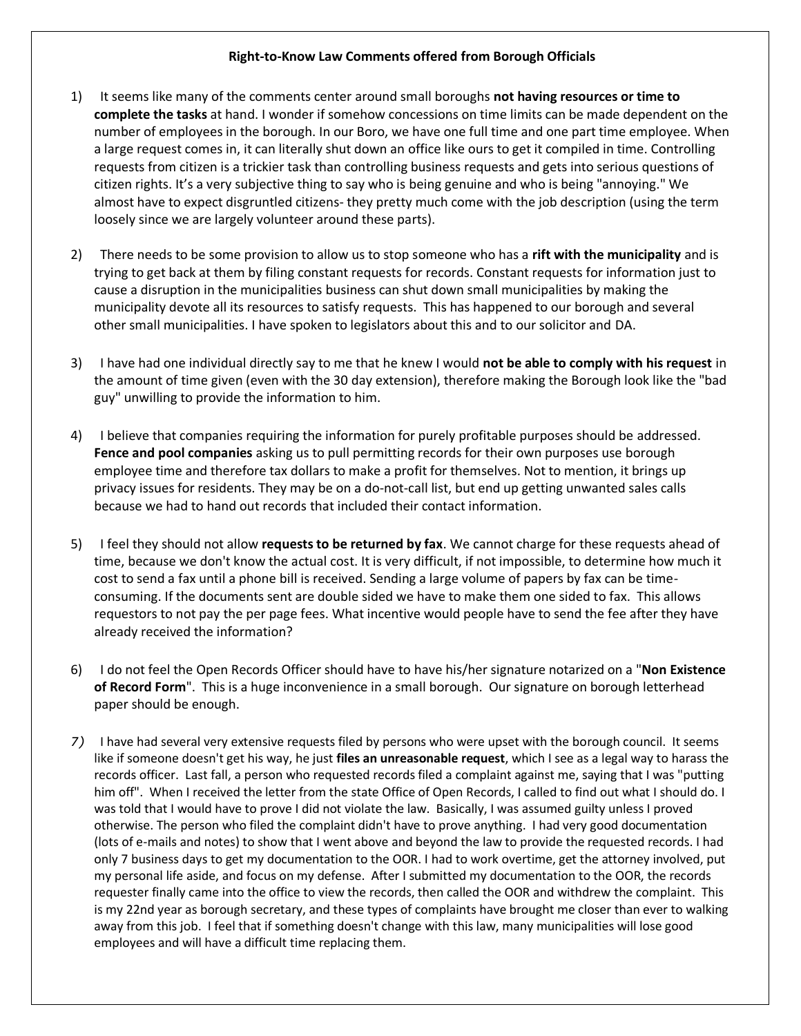**Right-to-Know Law Comments offered from Borough Officials**

1) It seems like many of the comments center around small boroughs **not having resources or time to complete the tasks** at hand. I wonder if somehow concessions on time limits can be made dependent on the number of employees in the borough. In our Boro, we have one full time and one part time employee. When a large request comes in, it can literally shut down an office like ours to get it compiled in time. Controlling requests from citizen is a trickier task than controlling business requests and gets into serious questions of citizen rights. It's a very subjective thing to say who is being genuine and who is being "annoying." We almost have to expect disgruntled citizens- they pretty much come with the job description (using the term loosely since we are largely volunteer around these parts).

2) There needs to be some provision to allow us to stop someone who has a **rift with the municipality** and is trying to get back at them by filing constant requests for records. Constant requests for information just to cause a disruption in the municipalities business can shut down small municipalities by making the municipality devote all its resources to satisfy requests. This has happened to our borough and several other small municipalities. I have spoken to legislators about this and to our solicitor and DA.

3) I have had one individual directly say to me that he knew I would **not be able to comply with his request** in the amount of time given (even with the 30 day extension), therefore making the Borough look like the "bad guy" unwilling to provide the information to him.

4) I believe that companies requiring the information for purely profitable purposes should be addressed. **Fence and pool companies** asking us to pull permitting records for their own purposes use borough employee time and therefore tax dollars to make a profit for themselves. Not to mention, it brings up privacy issues for residents. They may be on a do-not-call list, but end up getting unwanted sales calls because we had to hand out records that included their contact information.

5) I feel they should not allow **requests to be returned by fax**. We cannot charge for these requests ahead of time, because we don't know the actual cost. It is very difficult, if not impossible, to determine how much it cost to send a fax until a phone bill is received. Sending a large volume of papers by fax can be time-consuming. If the documents sent are double sided we have to make them one sided to fax. This allows requestors to not pay the per page fees. What incentive would people have to send the fee after they have already received the information?

6) I do not feel the Open Records Officer should have to have his/her signature notarized on a "**Non Existence of Record Form**". This is a huge inconvenience in a small borough. Our signature on borough letterhead paper should be enough.

*7)* I have had several very extensive requests filed by persons who were upset with the borough council. It seems like if someone doesn't get his way, he just **files an unreasonable request**, which I see as a legal way to harass the records officer. Last fall, a person who requested records filed a complaint against me, saying that I was "putting him off". When I received the letter from the state Office of Open Records, I called to find out what I should do. I was told that I would have to prove I did not violate the law. Basically, I was assumed guilty unless I proved otherwise. The person who filed the complaint didn't have to prove anything. I had very good documentation (lots of e-mails and notes) to show that I went above and beyond the law to provide the requested records. I had only 7 business days to get my documentation to the OOR. I had to work overtime, get the attorney involved, put my personal life aside, and focus on my defense. After I submitted my documentation to the OOR, the records requester finally came into the office to view the records, then called the OOR and withdrew the complaint. This is my 22nd year as borough secretary, and these types of complaints have brought me closer than ever to walking away from this job. I feel that if something doesn't change with this law, many municipalities will lose good employees and will have a difficult time replacing them.